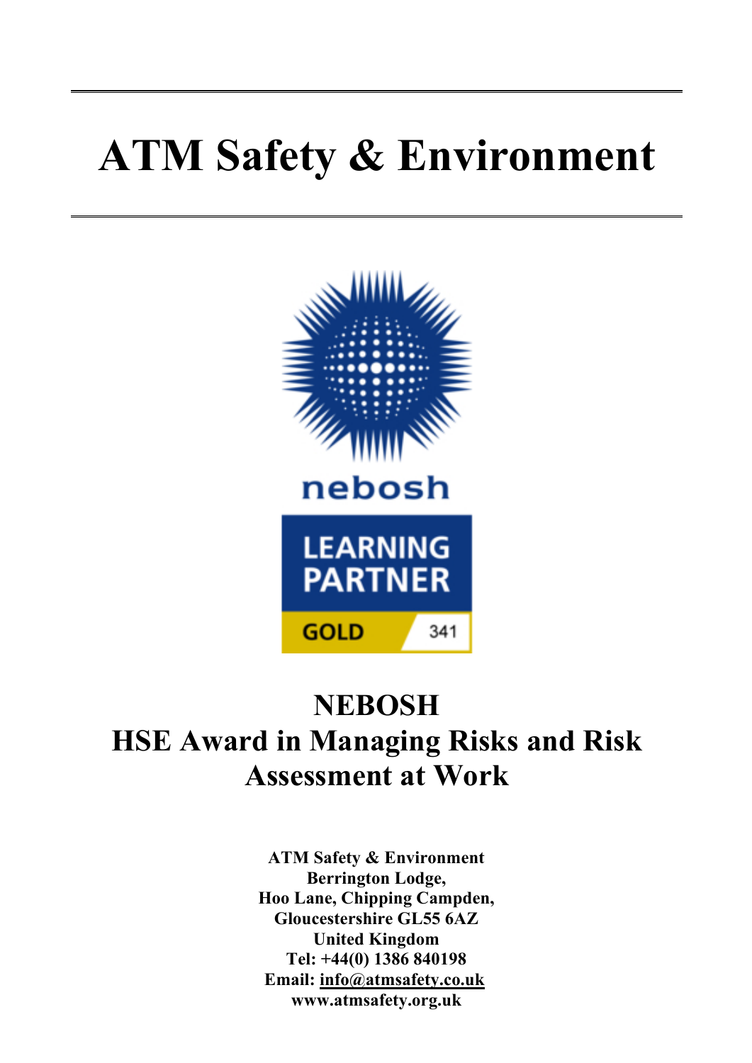# ATM Safety & Environment

nebosh

LEARNING PARTNER

GOLD 341

## NEBOSH
## HSE Award in Managing Risks and Risk Assessment at Work

**ATM Safety & Environment**
**Berrington Lodge,**
**Hoo Lane, Chipping Campden,**
**Gloucestershire GL55 6AZ**
**United Kingdom**
**Tel: +44(0) 1386 840198**
**Email: info@atmsafety.co.uk**
**www.atmsafety.org.uk**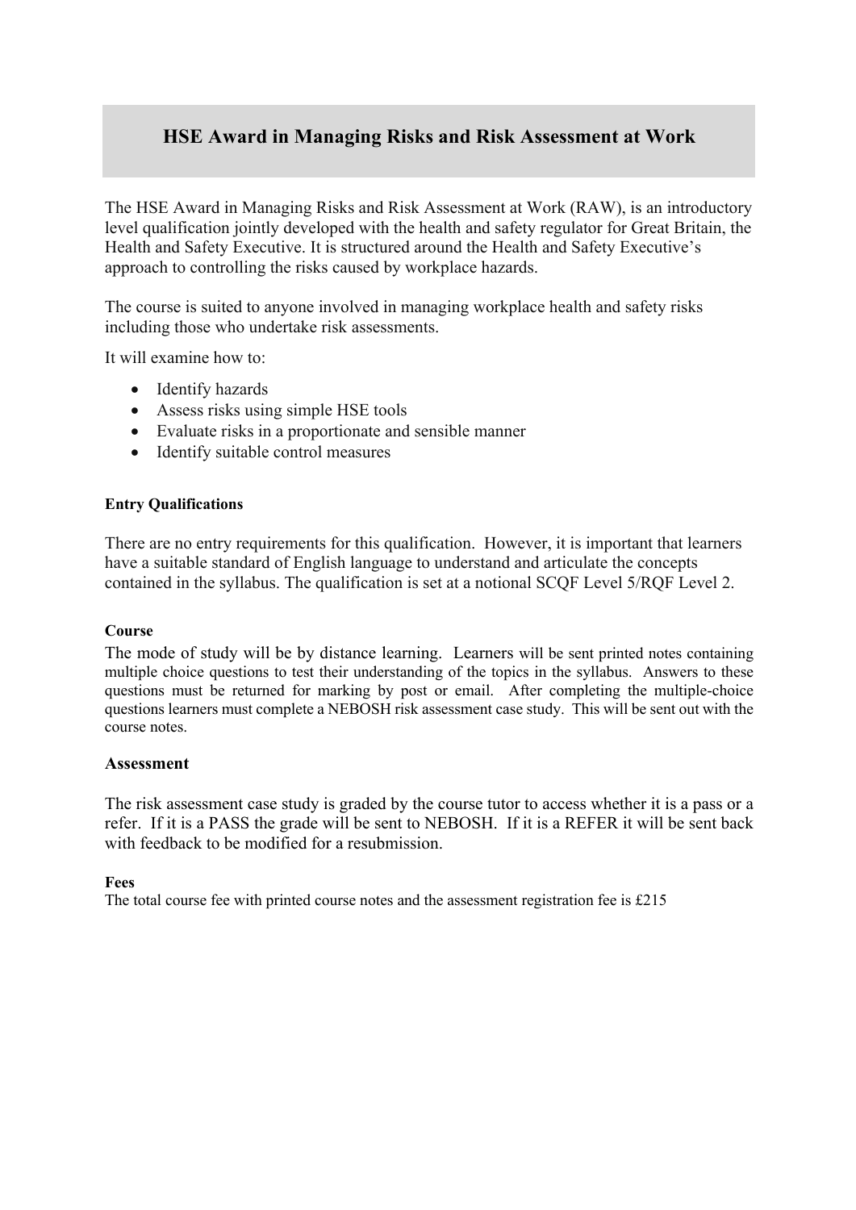## HSE Award in Managing Risks and Risk Assessment at Work

The HSE Award in Managing Risks and Risk Assessment at Work (RAW), is an introductory level qualification jointly developed with the health and safety regulator for Great Britain, the Health and Safety Executive. It is structured around the Health and Safety Executive's approach to controlling the risks caused by workplace hazards.

The course is suited to anyone involved in managing workplace health and safety risks including those who undertake risk assessments.

It will examine how to:

- Identify hazards
- Assess risks using simple HSE tools
- Evaluate risks in a proportionate and sensible manner
- Identify suitable control measures

#### Entry Qualifications

There are no entry requirements for this qualification. However, it is important that learners have a suitable standard of English language to understand and articulate the concepts contained in the syllabus. The qualification is set at a notional SCQF Level 5/RQF Level 2.

#### Course

The mode of study will be by distance learning. Learners will be sent printed notes containing multiple choice questions to test their understanding of the topics in the syllabus. Answers to these questions must be returned for marking by post or email. After completing the multiple-choice questions learners must complete a NEBOSH risk assessment case study. This will be sent out with the course notes.

#### Assessment

The risk assessment case study is graded by the course tutor to access whether it is a pass or a refer. If it is a PASS the grade will be sent to NEBOSH. If it is a REFER it will be sent back with feedback to be modified for a resubmission.

#### Fees

The total course fee with printed course notes and the assessment registration fee is £215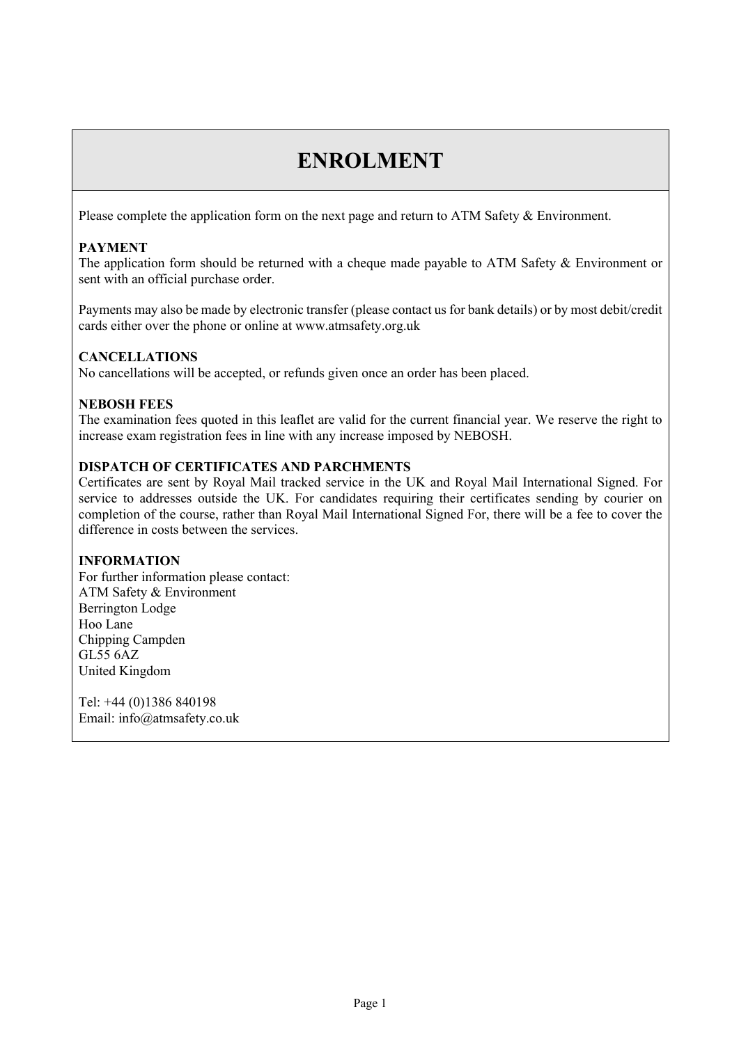# ENROLMENT

Please complete the application form on the next page and return to ATM Safety & Environment.

**PAYMENT**
The application form should be returned with a cheque made payable to ATM Safety & Environment or sent with an official purchase order.

Payments may also be made by electronic transfer (please contact us for bank details) or by most debit/credit cards either over the phone or online at www.atmsafety.org.uk

**CANCELLATIONS**
No cancellations will be accepted, or refunds given once an order has been placed.

**NEBOSH FEES**
The examination fees quoted in this leaflet are valid for the current financial year. We reserve the right to increase exam registration fees in line with any increase imposed by NEBOSH.

**DISPATCH OF CERTIFICATES AND PARCHMENTS**
Certificates are sent by Royal Mail tracked service in the UK and Royal Mail International Signed. For service to addresses outside the UK. For candidates requiring their certificates sending by courier on completion of the course, rather than Royal Mail International Signed For, there will be a fee to cover the difference in costs between the services.

**INFORMATION**
For further information please contact:
ATM Safety & Environment
Berrington Lodge
Hoo Lane
Chipping Campden
GL55 6AZ
United Kingdom

Tel: +44 (0)1386 840198
Email: info@atmsafety.co.uk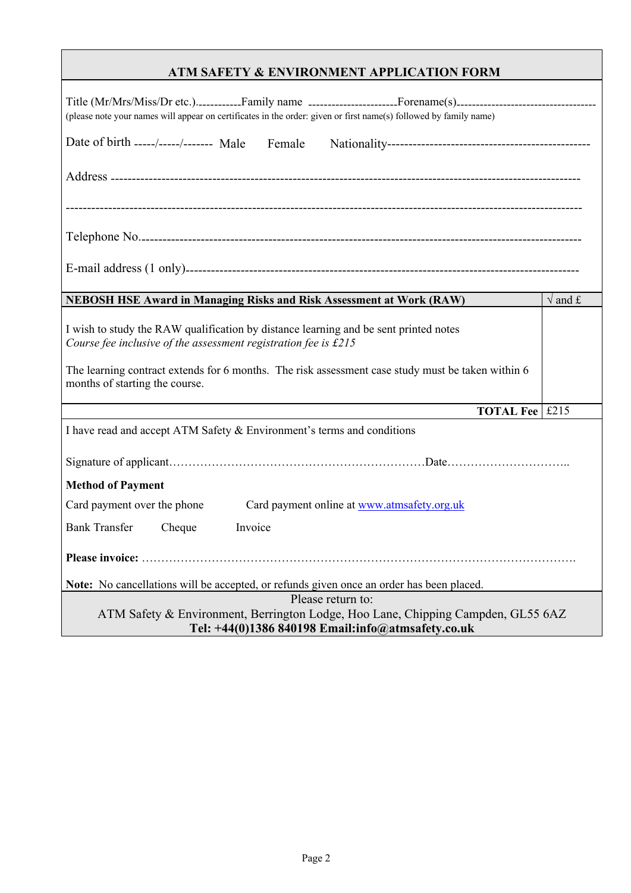## ATM SAFETY & ENVIRONMENT APPLICATION FORM

Title (Mr/Mrs/Miss/Dr etc.)----------- Family name ---------------------- Forename(s)----------------------------------
(please note your names will appear on certificates in the order: given or first name(s) followed by family name)

Date of birth -----/-----/------- Male Female Nationality-----------------------------------------------

Address ------------------------------------------------------------------------------------------------------------

------------------------------------------------------------------------------------------------------------------------

Telephone No.------------------------------------------------------------------------------------------------

E-mail address (1 only)------------------------------------------------------------------------------------

| NEBOSH HSE Award in Managing Risks and Risk Assessment at Work (RAW) | √ and £ |
|---|---|
| I wish to study the RAW qualification by distance learning and be sent printed notes<br>*Course fee inclusive of the assessment registration fee is £215*<br><br>The learning contract extends for 6 months. The risk assessment case study must be taken within 6 months of starting the course. | |
| **TOTAL Fee** | £215 |

I have read and accept ATM Safety & Environment's terms and conditions

Signature of applicant…………………………………………………………Date…………………………..

**Method of Payment**

Card payment over the phone  Card payment online at www.atmsafety.org.uk

Bank Transfer  Cheque  Invoice

**Please invoice:** ……………………………………………………………………………………………….

**Note:** No cancellations will be accepted, or refunds given once an order has been placed.

Please return to:
ATM Safety & Environment, Berrington Lodge, Hoo Lane, Chipping Campden, GL55 6AZ
**Tel: +44(0)1386 840198 Email:info@atmsafety.co.uk**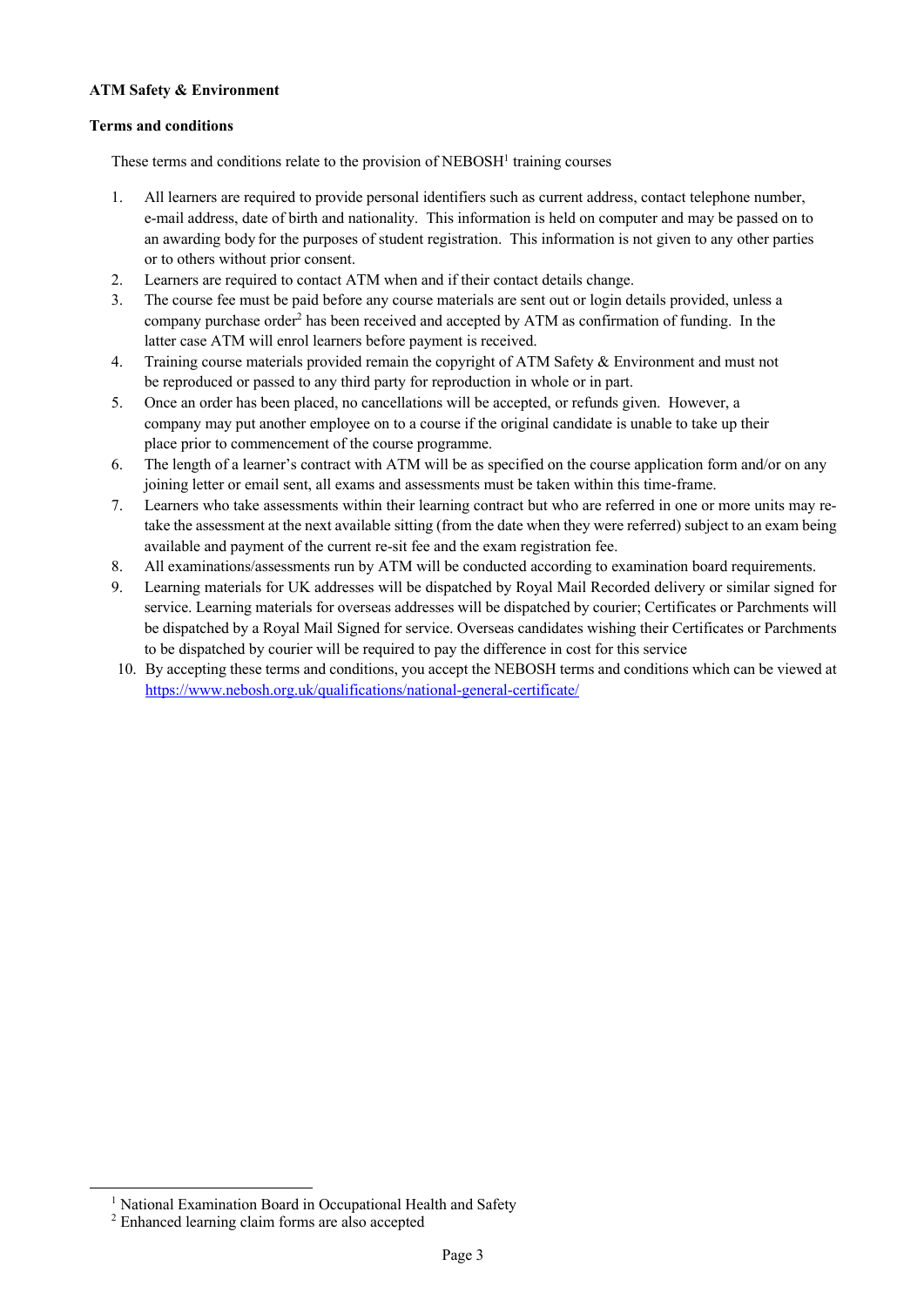**ATM Safety & Environment**

**Terms and conditions**

These terms and conditions relate to the provision of NEBOSH[1] training courses

1. All learners are required to provide personal identifiers such as current address, contact telephone number, e-mail address, date of birth and nationality. This information is held on computer and may be passed on to an awarding body for the purposes of student registration. This information is not given to any other parties or to others without prior consent.
2. Learners are required to contact ATM when and if their contact details change.
3. The course fee must be paid before any course materials are sent out or login details provided, unless a company purchase order[2] has been received and accepted by ATM as confirmation of funding. In the latter case ATM will enrol learners before payment is received.
4. Training course materials provided remain the copyright of ATM Safety & Environment and must not be reproduced or passed to any third party for reproduction in whole or in part.
5. Once an order has been placed, no cancellations will be accepted, or refunds given. However, a company may put another employee on to a course if the original candidate is unable to take up their place prior to commencement of the course programme.
6. The length of a learner's contract with ATM will be as specified on the course application form and/or on any joining letter or email sent, all exams and assessments must be taken within this time-frame.
7. Learners who take assessments within their learning contract but who are referred in one or more units may re-take the assessment at the next available sitting (from the date when they were referred) subject to an exam being available and payment of the current re-sit fee and the exam registration fee.
8. All examinations/assessments run by ATM will be conducted according to examination board requirements.
9. Learning materials for UK addresses will be dispatched by Royal Mail Recorded delivery or similar signed for service. Learning materials for overseas addresses will be dispatched by courier; Certificates or Parchments will be dispatched by a Royal Mail Signed for service. Overseas candidates wishing their Certificates or Parchments to be dispatched by courier will be required to pay the difference in cost for this service
10. By accepting these terms and conditions, you accept the NEBOSH terms and conditions which can be viewed at https://www.nebosh.org.uk/qualifications/national-general-certificate/

[1] National Examination Board in Occupational Health and Safety

[2] Enhanced learning claim forms are also accepted